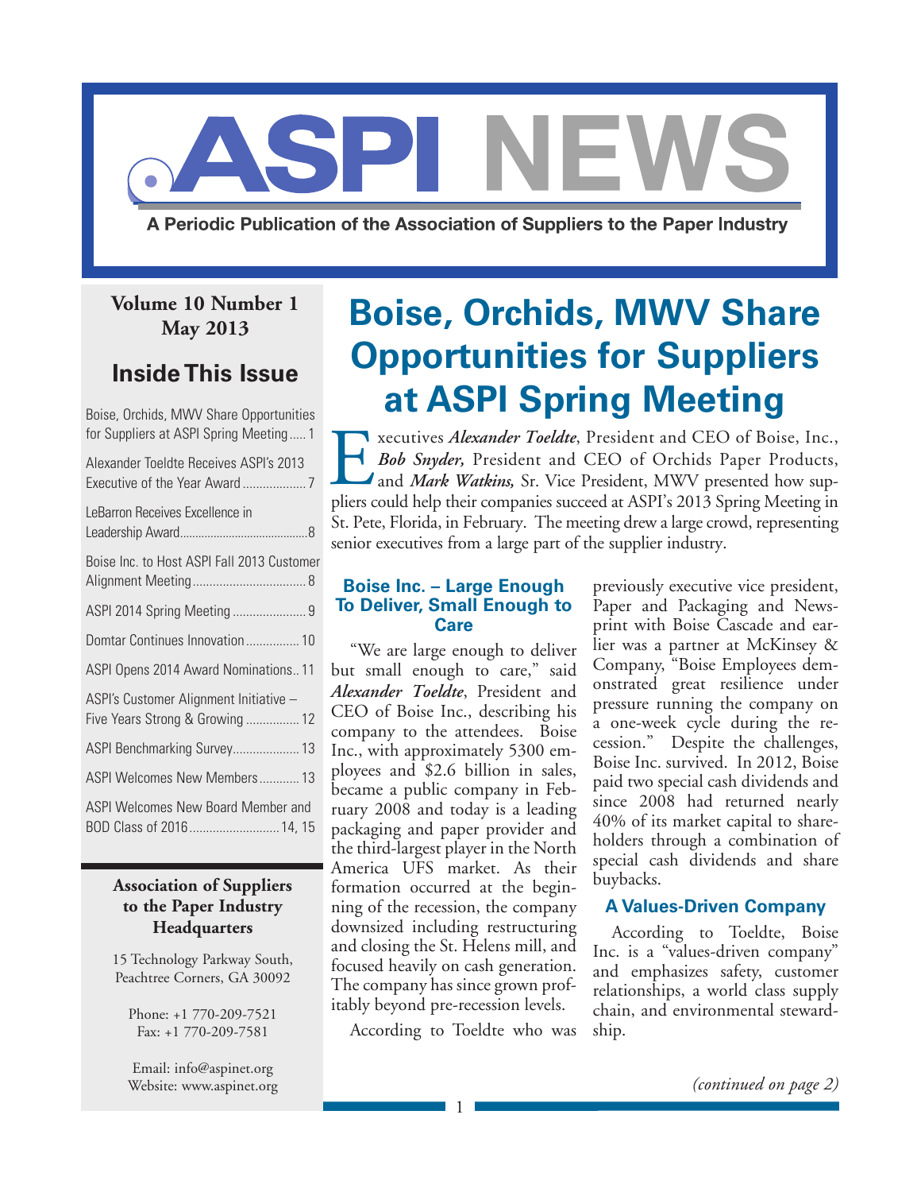# ASPI NEWS

A Periodic Publication of the Association of Suppliers to the Paper Industry

**Volume 10 Number 1**
**May 2013**

## Inside This Issue

- Boise, Orchids, MWV Share Opportunities for Suppliers at ASPI Spring Meeting ..... 1
- Alexander Toeldte Receives ASPI's 2013 Executive of the Year Award ..... 7
- LeBarron Receives Excellence in Leadership Award ..... 8
- Boise Inc. to Host ASPI Fall 2013 Customer Alignment Meeting ..... 8
- ASPI 2014 Spring Meeting ..... 9
- Domtar Continues Innovation ..... 10
- ASPI Opens 2014 Award Nominations ..... 11
- ASPI's Customer Alignment Initiative – Five Years Strong & Growing ..... 12
- ASPI Benchmarking Survey ..... 13
- ASPI Welcomes New Members ..... 13
- ASPI Welcomes New Board Member and BOD Class of 2016 ..... 14, 15

**Association of Suppliers to the Paper Industry Headquarters**

15 Technology Parkway South,
Peachtree Corners, GA 30092

Phone: +1 770-209-7521
Fax: +1 770-209-7581

Email: info@aspinet.org
Website: www.aspinet.org

# Boise, Orchids, MWV Share Opportunities for Suppliers at ASPI Spring Meeting

Executives ***Alexander Toeldte***, President and CEO of Boise, Inc., ***Bob Snyder,*** President and CEO of Orchids Paper Products, and ***Mark Watkins,*** Sr. Vice President, MWV presented how suppliers could help their companies succeed at ASPI's 2013 Spring Meeting in St. Pete, Florida, in February. The meeting drew a large crowd, representing senior executives from a large part of the supplier industry.

### Boise Inc. – Large Enough To Deliver, Small Enough to Care

"We are large enough to deliver but small enough to care," said ***Alexander Toeldte***, President and CEO of Boise Inc., describing his company to the attendees. Boise Inc., with approximately 5300 employees and $2.6 billion in sales, became a public company in February 2008 and today is a leading packaging and paper provider and the third-largest player in the North America UFS market. As their formation occurred at the beginning of the recession, the company downsized including restructuring and closing the St. Helens mill, and focused heavily on cash generation. The company has since grown profitably beyond pre-recession levels.

According to Toeldte who was previously executive vice president, Paper and Packaging and Newsprint with Boise Cascade and earlier was a partner at McKinsey & Company, "Boise Employees demonstrated great resilience under pressure running the company on a one-week cycle during the recession." Despite the challenges, Boise Inc. survived. In 2012, Boise paid two special cash dividends and since 2008 had returned nearly 40% of its market capital to shareholders through a combination of special cash dividends and share buybacks.

### A Values-Driven Company

According to Toeldte, Boise Inc. is a "values-driven company" and emphasizes safety, customer relationships, a world class supply chain, and environmental stewardship.

*(continued on page 2)*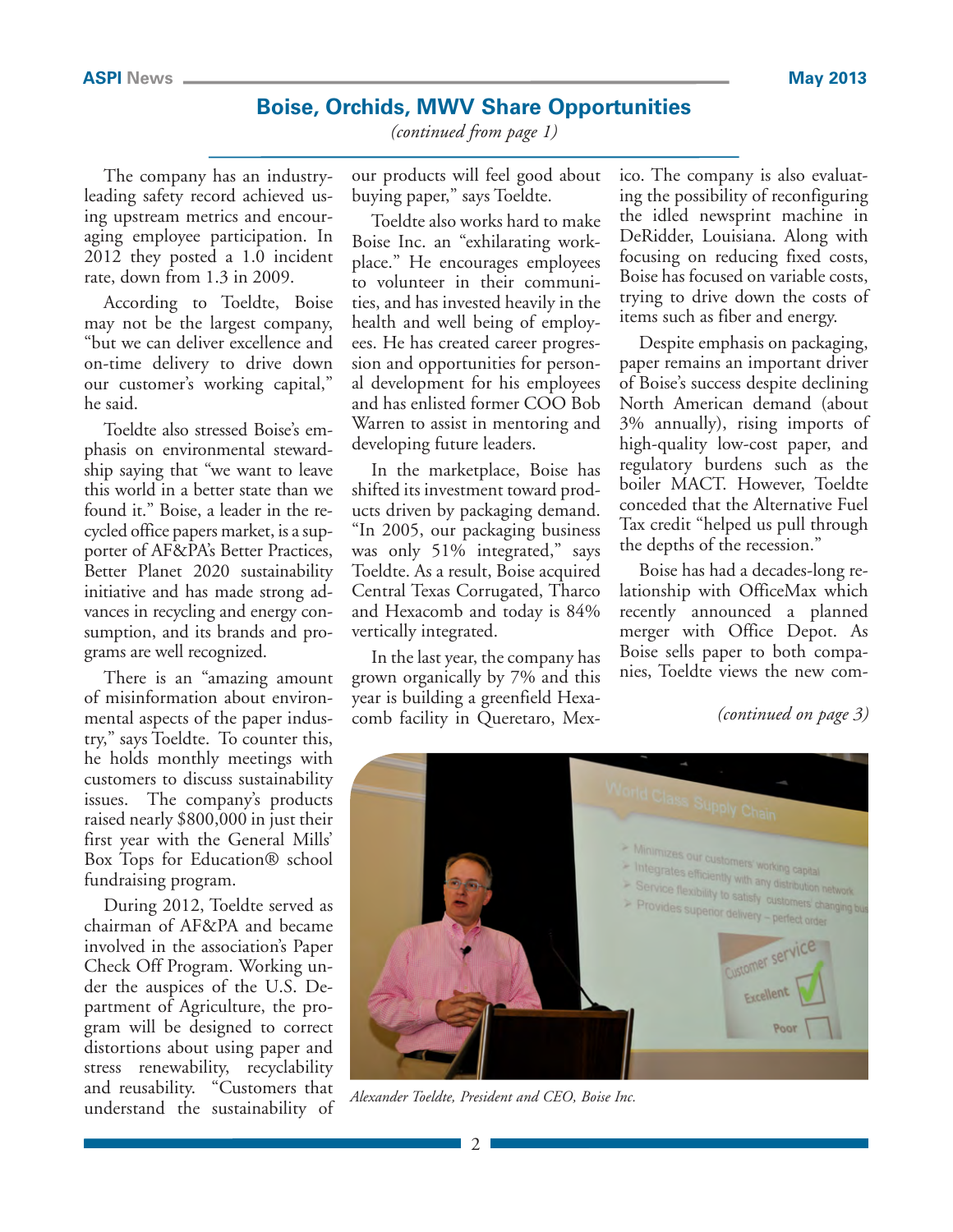## Boise, Orchids, MWV Share Opportunities

*(continued from page 1)*

The company has an industry-leading safety record achieved using upstream metrics and encouraging employee participation. In 2012 they posted a 1.0 incident rate, down from 1.3 in 2009.

According to Toeldte, Boise may not be the largest company, "but we can deliver excellence and on-time delivery to drive down our customer's working capital," he said.

Toeldte also stressed Boise's emphasis on environmental stewardship saying that "we want to leave this world in a better state than we found it." Boise, a leader in the recycled office papers market, is a supporter of AF&PA's Better Practices, Better Planet 2020 sustainability initiative and has made strong advances in recycling and energy consumption, and its brands and programs are well recognized.

There is an "amazing amount of misinformation about environmental aspects of the paper industry," says Toeldte. To counter this, he holds monthly meetings with customers to discuss sustainability issues. The company's products raised nearly $800,000 in just their first year with the General Mills' Box Tops for Education® school fundraising program.

During 2012, Toeldte served as chairman of AF&PA and became involved in the association's Paper Check Off Program. Working under the auspices of the U.S. Department of Agriculture, the program will be designed to correct distortions about using paper and stress renewability, recyclability and reusability. "Customers that understand the sustainability of our products will feel good about buying paper," says Toeldte.

Toeldte also works hard to make Boise Inc. an "exhilarating workplace." He encourages employees to volunteer in their communities, and has invested heavily in the health and well being of employees. He has created career progression and opportunities for personal development for his employees and has enlisted former COO Bob Warren to assist in mentoring and developing future leaders.

In the marketplace, Boise has shifted its investment toward products driven by packaging demand. "In 2005, our packaging business was only 51% integrated," says Toeldte. As a result, Boise acquired Central Texas Corrugated, Tharco and Hexacomb and today is 84% vertically integrated.

In the last year, the company has grown organically by 7% and this year is building a greenfield Hexacomb facility in Queretaro, Mexico. The company is also evaluating the possibility of reconfiguring the idled newsprint machine in DeRidder, Louisiana. Along with focusing on reducing fixed costs, Boise has focused on variable costs, trying to drive down the costs of items such as fiber and energy.

Despite emphasis on packaging, paper remains an important driver of Boise's success despite declining North American demand (about 3% annually), rising imports of high-quality low-cost paper, and regulatory burdens such as the boiler MACT. However, Toeldte conceded that the Alternative Fuel Tax credit "helped us pull through the depths of the recession."

Boise has had a decades-long relationship with OfficeMax which recently announced a planned merger with Office Depot. As Boise sells paper to both companies, Toeldte views the new com-

*(continued on page 3)*

*Alexander Toeldte, President and CEO, Boise Inc.*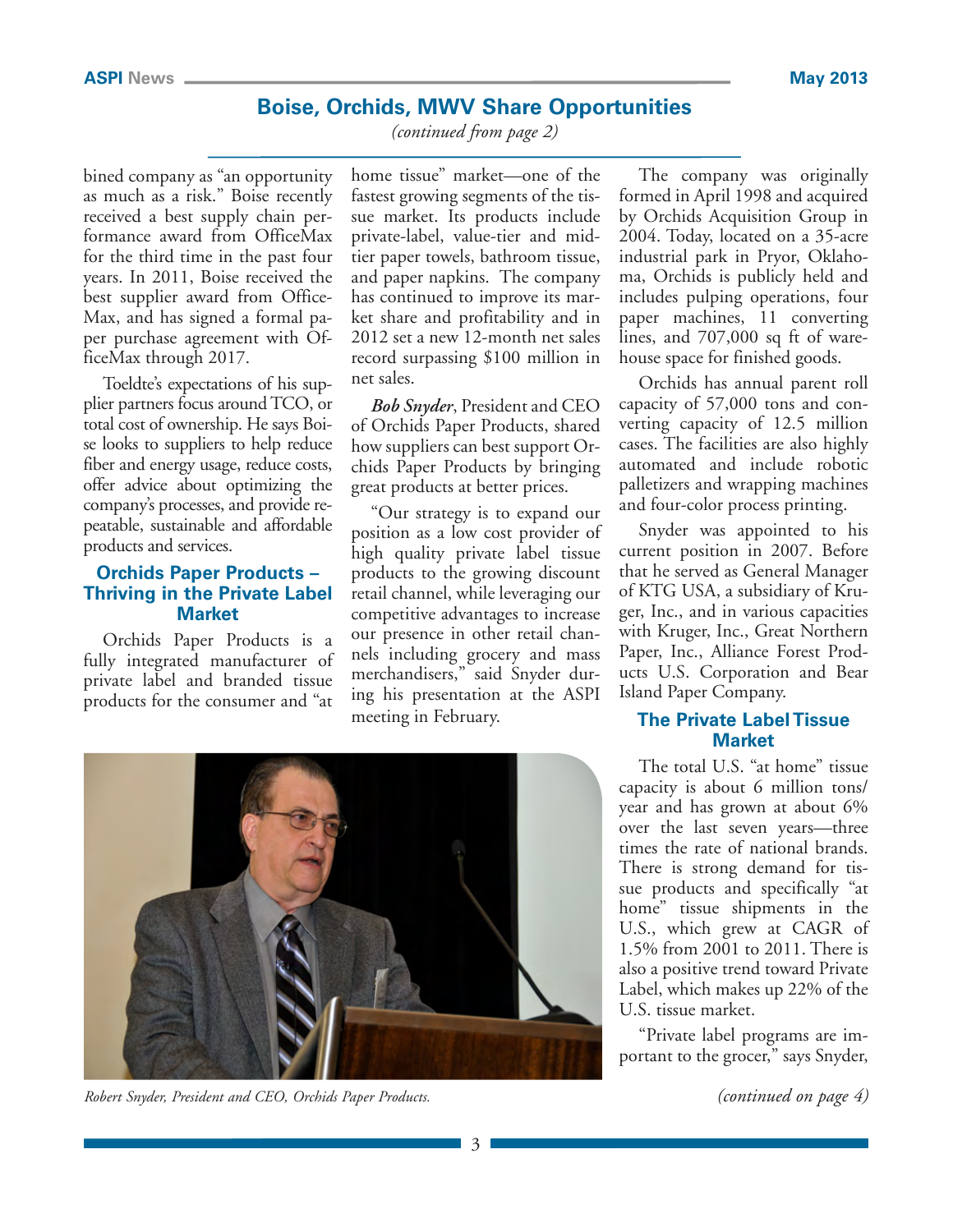## Boise, Orchids, MWV Share Opportunities

*(continued from page 2)*

bined company as "an opportunity as much as a risk." Boise recently received a best supply chain performance award from OfficeMax for the third time in the past four years. In 2011, Boise received the best supplier award from OfficeMax, and has signed a formal paper purchase agreement with OfficeMax through 2017.

Toeldte's expectations of his supplier partners focus around TCO, or total cost of ownership. He says Boise looks to suppliers to help reduce fiber and energy usage, reduce costs, offer advice about optimizing the company's processes, and provide repeatable, sustainable and affordable products and services.

### Orchids Paper Products – Thriving in the Private Label Market

Orchids Paper Products is a fully integrated manufacturer of private label and branded tissue products for the consumer and "at home tissue" market—one of the fastest growing segments of the tissue market. Its products include private-label, value-tier and mid-tier paper towels, bathroom tissue, and paper napkins. The company has continued to improve its market share and profitability and in 2012 set a new 12-month net sales record surpassing $100 million in net sales.

***Bob Snyder***, President and CEO of Orchids Paper Products, shared how suppliers can best support Orchids Paper Products by bringing great products at better prices.

"Our strategy is to expand our position as a low cost provider of high quality private label tissue products to the growing discount retail channel, while leveraging our competitive advantages to increase our presence in other retail channels including grocery and mass merchandisers," said Snyder during his presentation at the ASPI meeting in February.

*Robert Snyder, President and CEO, Orchids Paper Products.*

The company was originally formed in April 1998 and acquired by Orchids Acquisition Group in 2004. Today, located on a 35-acre industrial park in Pryor, Oklahoma, Orchids is publicly held and includes pulping operations, four paper machines, 11 converting lines, and 707,000 sq ft of warehouse space for finished goods.

Orchids has annual parent roll capacity of 57,000 tons and converting capacity of 12.5 million cases. The facilities are also highly automated and include robotic palletizers and wrapping machines and four-color process printing.

Snyder was appointed to his current position in 2007. Before that he served as General Manager of KTG USA, a subsidiary of Kruger, Inc., and in various capacities with Kruger, Inc., Great Northern Paper, Inc., Alliance Forest Products U.S. Corporation and Bear Island Paper Company.

### The Private Label Tissue Market

The total U.S. "at home" tissue capacity is about 6 million tons/year and has grown at about 6% over the last seven years—three times the rate of national brands. There is strong demand for tissue products and specifically "at home" tissue shipments in the U.S., which grew at CAGR of 1.5% from 2001 to 2011. There is also a positive trend toward Private Label, which makes up 22% of the U.S. tissue market.

"Private label programs are important to the grocer," says Snyder,

*(continued on page 4)*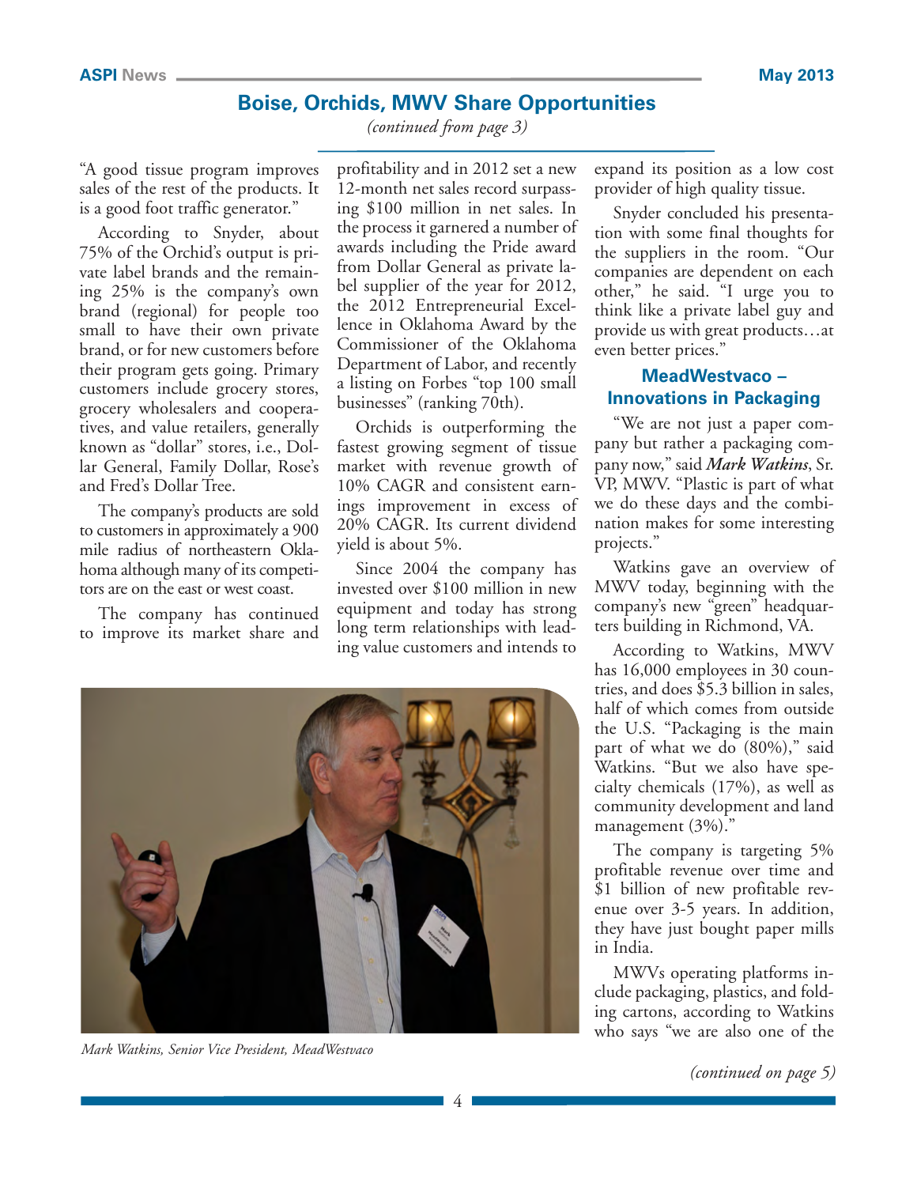## Boise, Orchids, MWV Share Opportunities

*(continued from page 3)*

"A good tissue program improves sales of the rest of the products. It is a good foot traffic generator."

According to Snyder, about 75% of the Orchid's output is private label brands and the remaining 25% is the company's own brand (regional) for people too small to have their own private brand, or for new customers before their program gets going. Primary customers include grocery stores, grocery wholesalers and cooperatives, and value retailers, generally known as "dollar" stores, i.e., Dollar General, Family Dollar, Rose's and Fred's Dollar Tree.

The company's products are sold to customers in approximately a 900 mile radius of northeastern Oklahoma although many of its competitors are on the east or west coast.

The company has continued to improve its market share and profitability and in 2012 set a new 12-month net sales record surpassing $100 million in net sales. In the process it garnered a number of awards including the Pride award from Dollar General as private label supplier of the year for 2012, the 2012 Entrepreneurial Excellence in Oklahoma Award by the Commissioner of the Oklahoma Department of Labor, and recently a listing on Forbes "top 100 small businesses" (ranking 70th).

Orchids is outperforming the fastest growing segment of tissue market with revenue growth of 10% CAGR and consistent earnings improvement in excess of 20% CAGR. Its current dividend yield is about 5%.

Since 2004 the company has invested over $100 million in new equipment and today has strong long term relationships with leading value customers and intends to expand its position as a low cost provider of high quality tissue.

Snyder concluded his presentation with some final thoughts for the suppliers in the room. "Our companies are dependent on each other," he said. "I urge you to think like a private label guy and provide us with great products…at even better prices."

*Mark Watkins, Senior Vice President, MeadWestvaco*

### MeadWestvaco – Innovations in Packaging

"We are not just a paper company but rather a packaging company now," said ***Mark Watkins***, Sr. VP, MWV. "Plastic is part of what we do these days and the combination makes for some interesting projects."

Watkins gave an overview of MWV today, beginning with the company's new "green" headquarters building in Richmond, VA.

According to Watkins, MWV has 16,000 employees in 30 countries, and does $5.3 billion in sales, half of which comes from outside the U.S. "Packaging is the main part of what we do (80%)," said Watkins. "But we also have specialty chemicals (17%), as well as community development and land management (3%)."

The company is targeting 5% profitable revenue over time and $1 billion of new profitable revenue over 3-5 years. In addition, they have just bought paper mills in India.

MWVs operating platforms include packaging, plastics, and folding cartons, according to Watkins who says "we are also one of the

*(continued on page 5)*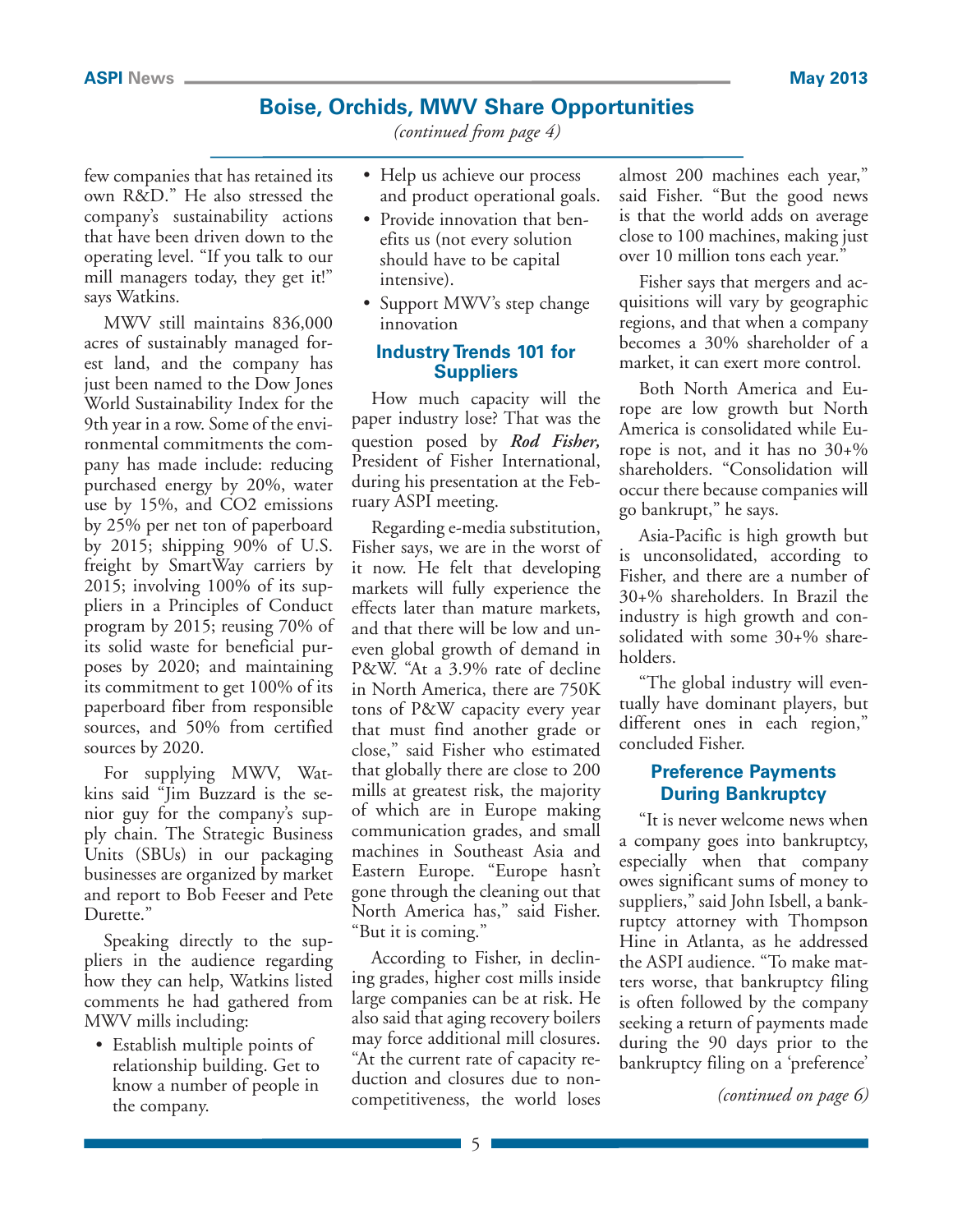## Boise, Orchids, MWV Share Opportunities

*(continued from page 4)*

few companies that has retained its own R&D." He also stressed the company's sustainability actions that have been driven down to the operating level. "If you talk to our mill managers today, they get it!" says Watkins.

MWV still maintains 836,000 acres of sustainably managed forest land, and the company has just been named to the Dow Jones World Sustainability Index for the 9th year in a row. Some of the environmental commitments the company has made include: reducing purchased energy by 20%, water use by 15%, and $CO_2$ emissions by 25% per net ton of paperboard by 2015; shipping 90% of U.S. freight by SmartWay carriers by 2015; involving 100% of its suppliers in a Principles of Conduct program by 2015; reusing 70% of its solid waste for beneficial purposes by 2020; and maintaining its commitment to get 100% of its paperboard fiber from responsible sources, and 50% from certified sources by 2020.

For supplying MWV, Watkins said "Jim Buzzard is the senior guy for the company's supply chain. The Strategic Business Units (SBUs) in our packaging businesses are organized by market and report to Bob Feeser and Pete Durette."

Speaking directly to the suppliers in the audience regarding how they can help, Watkins listed comments he had gathered from MWV mills including:

- Establish multiple points of relationship building. Get to know a number of people in the company.
- Help us achieve our process and product operational goals.
- Provide innovation that benefits us (not every solution should have to be capital intensive).
- Support MWV's step change innovation

### Industry Trends 101 for Suppliers

How much capacity will the paper industry lose? That was the question posed by ***Rod Fisher,*** President of Fisher International, during his presentation at the February ASPI meeting.

Regarding e-media substitution, Fisher says, we are in the worst of it now. He felt that developing markets will fully experience the effects later than mature markets, and that there will be low and uneven global growth of demand in P&W. "At a 3.9% rate of decline in North America, there are 750K tons of P&W capacity every year that must find another grade or close," said Fisher who estimated that globally there are close to 200 mills at greatest risk, the majority of which are in Europe making communication grades, and small machines in Southeast Asia and Eastern Europe. "Europe hasn't gone through the cleaning out that North America has," said Fisher. "But it is coming."

According to Fisher, in declining grades, higher cost mills inside large companies can be at risk. He also said that aging recovery boilers may force additional mill closures. "At the current rate of capacity reduction and closures due to noncompetitiveness, the world loses almost 200 machines each year," said Fisher. "But the good news is that the world adds on average close to 100 machines, making just over 10 million tons each year."

Fisher says that mergers and acquisitions will vary by geographic regions, and that when a company becomes a 30% shareholder of a market, it can exert more control.

Both North America and Europe are low growth but North America is consolidated while Europe is not, and it has no 30+% shareholders. "Consolidation will occur there because companies will go bankrupt," he says.

Asia-Pacific is high growth but is unconsolidated, according to Fisher, and there are a number of 30+% shareholders. In Brazil the industry is high growth and consolidated with some 30+% shareholders.

"The global industry will eventually have dominant players, but different ones in each region," concluded Fisher.

### Preference Payments During Bankruptcy

"It is never welcome news when a company goes into bankruptcy, especially when that company owes significant sums of money to suppliers," said John Isbell, a bankruptcy attorney with Thompson Hine in Atlanta, as he addressed the ASPI audience. "To make matters worse, that bankruptcy filing is often followed by the company seeking a return of payments made during the 90 days prior to the bankruptcy filing on a 'preference'

*(continued on page 6)*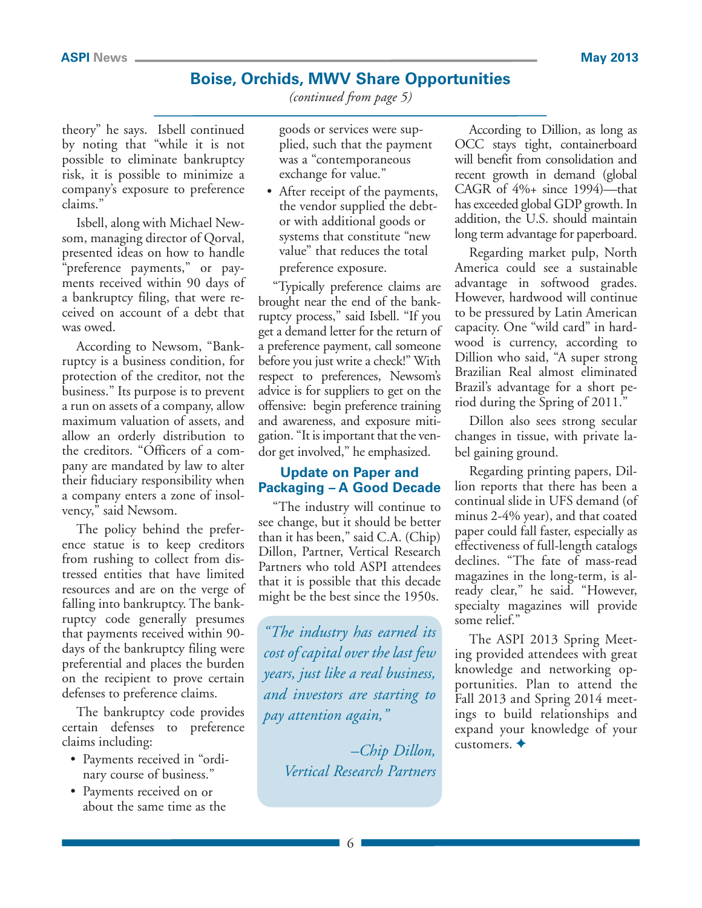## Boise, Orchids, MWV Share Opportunities

*(continued from page 5)*

theory" he says. Isbell continued by noting that "while it is not possible to eliminate bankruptcy risk, it is possible to minimize a company's exposure to preference claims."

Isbell, along with Michael Newsom, managing director of Qorval, presented ideas on how to handle "preference payments," or payments received within 90 days of a bankruptcy filing, that were received on account of a debt that was owed.

According to Newsom, "Bankruptcy is a business condition, for protection of the creditor, not the business." Its purpose is to prevent a run on assets of a company, allow maximum valuation of assets, and allow an orderly distribution to the creditors. "Officers of a company are mandated by law to alter their fiduciary responsibility when a company enters a zone of insolvency," said Newsom.

The policy behind the preference statue is to keep creditors from rushing to collect from distressed entities that have limited resources and are on the verge of falling into bankruptcy. The bankruptcy code generally presumes that payments received within 90-days of the bankruptcy filing were preferential and places the burden on the recipient to prove certain defenses to preference claims.

The bankruptcy code provides certain defenses to preference claims including:

- Payments received in "ordinary course of business."
- Payments received on or about the same time as the goods or services were supplied, such that the payment was a "contemporaneous exchange for value."
- After receipt of the payments, the vendor supplied the debtor with additional goods or systems that constitute "new value" that reduces the total preference exposure.

"Typically preference claims are brought near the end of the bankruptcy process," said Isbell. "If you get a demand letter for the return of a preference payment, call someone before you just write a check!" With respect to preferences, Newsom's advice is for suppliers to get on the offensive: begin preference training and awareness, and exposure mitigation. "It is important that the vendor get involved," he emphasized.

### Update on Paper and Packaging – A Good Decade

"The industry will continue to see change, but it should be better than it has been," said C.A. (Chip) Dillon, Partner, Vertical Research Partners who told ASPI attendees that it is possible that this decade might be the best since the 1950s.

> *"The industry has earned its cost of capital over the last few years, just like a real business, and investors are starting to pay attention again,"*
>
> *–Chip Dillon, Vertical Research Partners*

According to Dillion, as long as OCC stays tight, containerboard will benefit from consolidation and recent growth in demand (global CAGR of 4%+ since 1994)—that has exceeded global GDP growth. In addition, the U.S. should maintain long term advantage for paperboard.

Regarding market pulp, North America could see a sustainable advantage in softwood grades. However, hardwood will continue to be pressured by Latin American capacity. One "wild card" in hardwood is currency, according to Dillion who said, "A super strong Brazilian Real almost eliminated Brazil's advantage for a short period during the Spring of 2011."

Dillon also sees strong secular changes in tissue, with private label gaining ground.

Regarding printing papers, Dillion reports that there has been a continual slide in UFS demand (of minus 2-4% year), and that coated paper could fall faster, especially as effectiveness of full-length catalogs declines. "The fate of mass-read magazines in the long-term, is already clear," he said. "However, specialty magazines will provide some relief."

The ASPI 2013 Spring Meeting provided attendees with great knowledge and networking opportunities. Plan to attend the Fall 2013 and Spring 2014 meetings to build relationships and expand your knowledge of your customers. ✦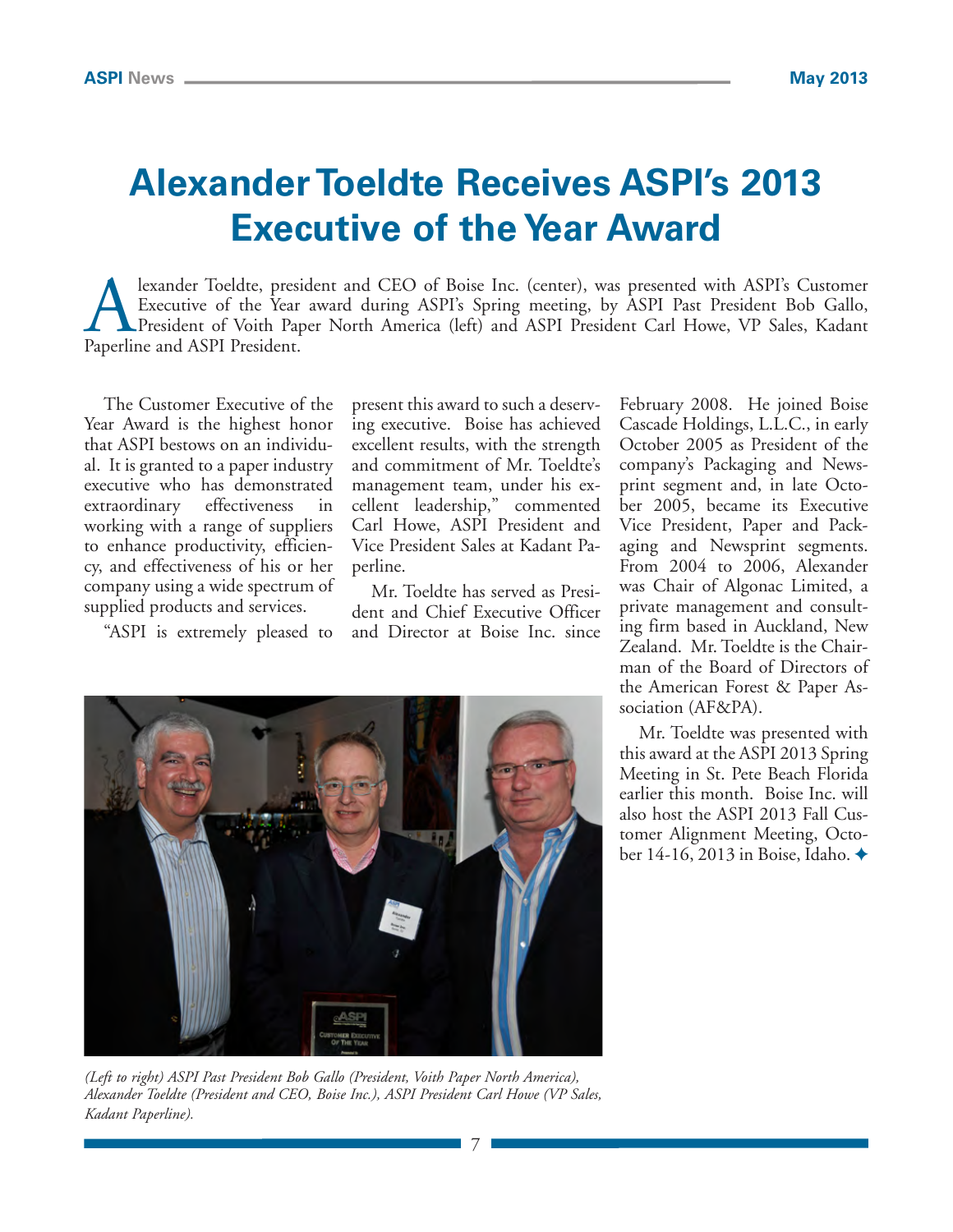# Alexander Toeldte Receives ASPI's 2013 Executive of the Year Award

Alexander Toeldte, president and CEO of Boise Inc. (center), was presented with ASPI's Customer Executive of the Year award during ASPI's Spring meeting, by ASPI Past President Bob Gallo, President of Voith Paper North America (left) and ASPI President Carl Howe, VP Sales, Kadant Paperline and ASPI President.

The Customer Executive of the Year Award is the highest honor that ASPI bestows on an individual. It is granted to a paper industry executive who has demonstrated extraordinary effectiveness in working with a range of suppliers to enhance productivity, efficiency, and effectiveness of his or her company using a wide spectrum of supplied products and services.

"ASPI is extremely pleased to present this award to such a deserving executive. Boise has achieved excellent results, with the strength and commitment of Mr. Toeldte's management team, under his excellent leadership," commented Carl Howe, ASPI President and Vice President Sales at Kadant Paperline.

Mr. Toeldte has served as President and Chief Executive Officer and Director at Boise Inc. since February 2008. He joined Boise Cascade Holdings, L.L.C., in early October 2005 as President of the company's Packaging and Newsprint segment and, in late October 2005, became its Executive Vice President, Paper and Packaging and Newsprint segments. From 2004 to 2006, Alexander was Chair of Algonac Limited, a private management and consulting firm based in Auckland, New Zealand. Mr. Toeldte is the Chairman of the Board of Directors of the American Forest & Paper Association (AF&PA).

Mr. Toeldte was presented with this award at the ASPI 2013 Spring Meeting in St. Pete Beach Florida earlier this month. Boise Inc. will also host the ASPI 2013 Fall Customer Alignment Meeting, October 14-16, 2013 in Boise, Idaho. ✦

*(Left to right) ASPI Past President Bob Gallo (President, Voith Paper North America), Alexander Toeldte (President and CEO, Boise Inc.), ASPI President Carl Howe (VP Sales, Kadant Paperline).*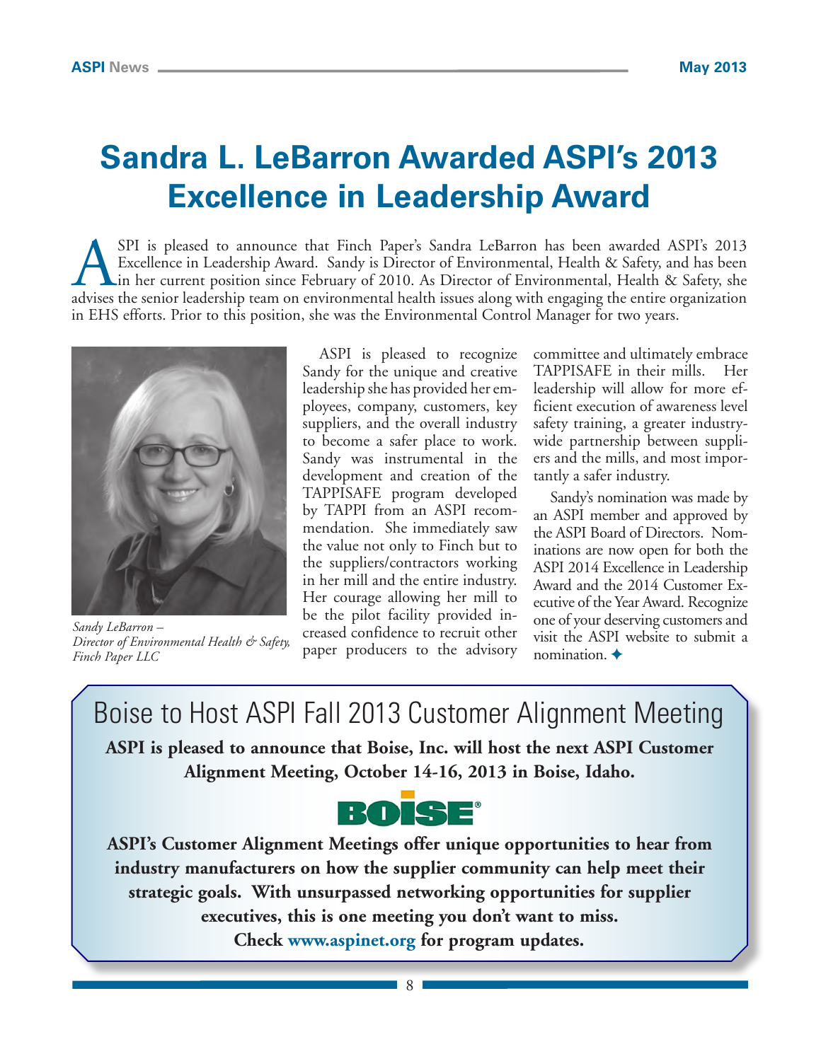# Sandra L. LeBarron Awarded ASPI's 2013 Excellence in Leadership Award

ASPI is pleased to announce that Finch Paper's Sandra LeBarron has been awarded ASPI's 2013 Excellence in Leadership Award. Sandy is Director of Environmental, Health & Safety, and has been in her current position since February of 2010. As Director of Environmental, Health & Safety, she advises the senior leadership team on environmental health issues along with engaging the entire organization in EHS efforts. Prior to this position, she was the Environmental Control Manager for two years.

*Sandy LeBarron – Director of Environmental Health & Safety, Finch Paper LLC*

ASPI is pleased to recognize Sandy for the unique and creative leadership she has provided her employees, company, customers, key suppliers, and the overall industry to become a safer place to work. Sandy was instrumental in the development and creation of the TAPPISAFE program developed by TAPPI from an ASPI recommendation. She immediately saw the value not only to Finch but to the suppliers/contractors working in her mill and the entire industry. Her courage allowing her mill to be the pilot facility provided increased confidence to recruit other paper producers to the advisory committee and ultimately embrace TAPPISAFE in their mills. Her leadership will allow for more efficient execution of awareness level safety training, a greater industry-wide partnership between suppliers and the mills, and most importantly a safer industry.

Sandy's nomination was made by an ASPI member and approved by the ASPI Board of Directors. Nominations are now open for both the ASPI 2014 Excellence in Leadership Award and the 2014 Customer Executive of the Year Award. Recognize one of your deserving customers and visit the ASPI website to submit a nomination. ✦

## Boise to Host ASPI Fall 2013 Customer Alignment Meeting

**ASPI is pleased to announce that Boise, Inc. will host the next ASPI Customer Alignment Meeting, October 14-16, 2013 in Boise, Idaho.**

BOISE®

**ASPI's Customer Alignment Meetings offer unique opportunities to hear from industry manufacturers on how the supplier community can help meet their strategic goals. With unsurpassed networking opportunities for supplier executives, this is one meeting you don't want to miss. Check www.aspinet.org for program updates.**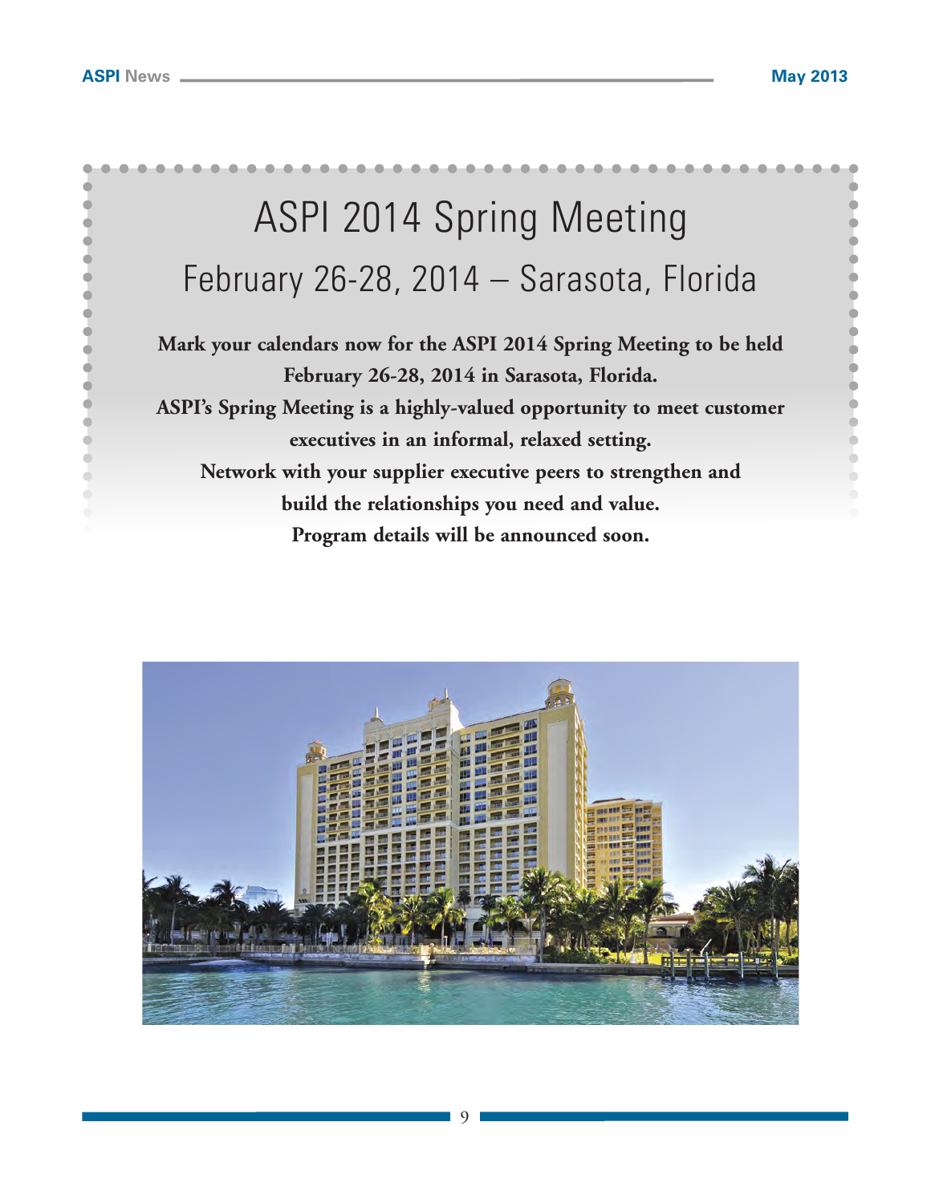# ASPI 2014 Spring Meeting

## February 26-28, 2014 – Sarasota, Florida

**Mark your calendars now for the ASPI 2014 Spring Meeting to be held February 26-28, 2014 in Sarasota, Florida.**

**ASPI's Spring Meeting is a highly-valued opportunity to meet customer executives in an informal, relaxed setting.**

**Network with your supplier executive peers to strengthen and build the relationships you need and value.**

**Program details will be announced soon.**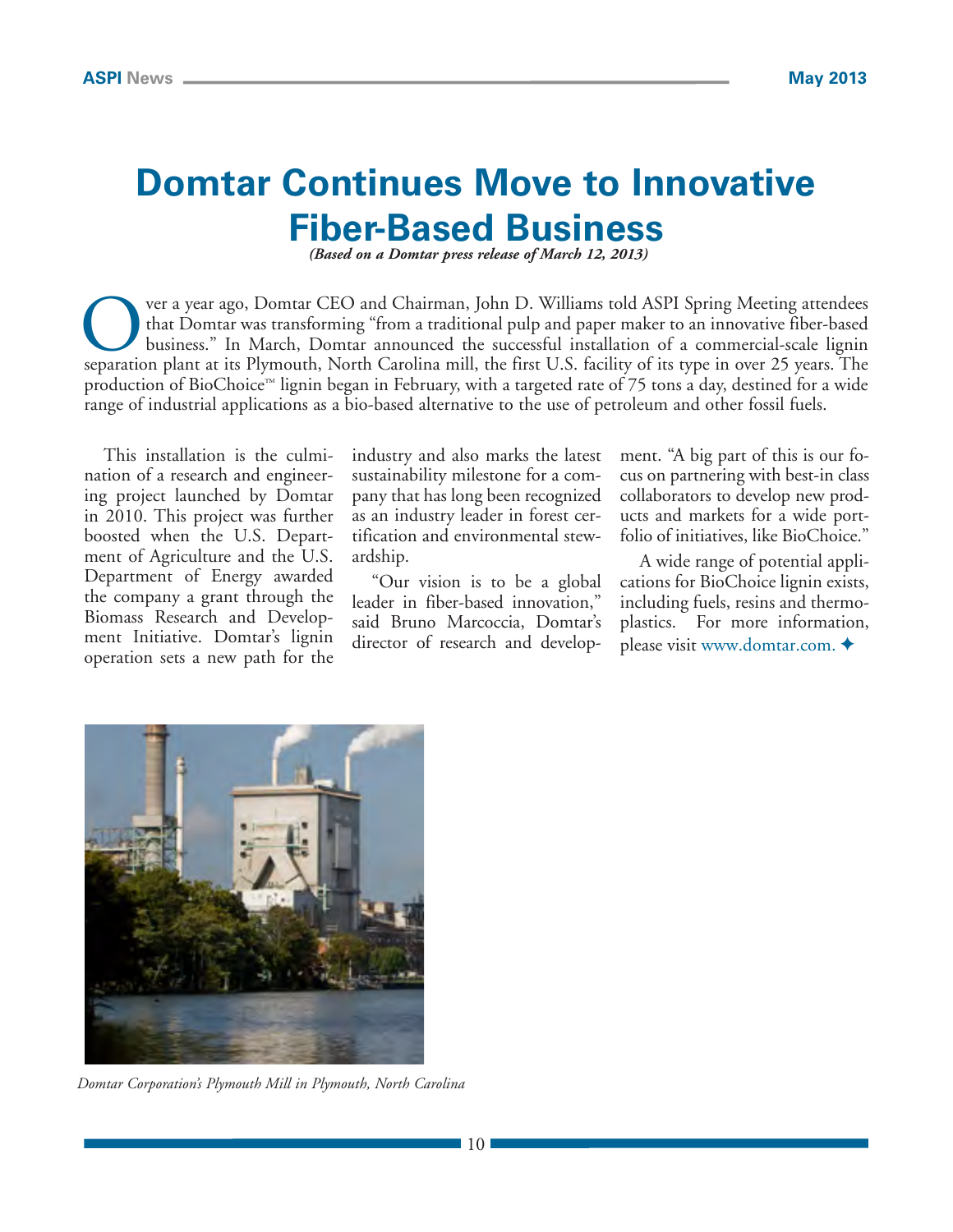# Domtar Continues Move to Innovative Fiber-Based Business

*(Based on a Domtar press release of March 12, 2013)*

Over a year ago, Domtar CEO and Chairman, John D. Williams told ASPI Spring Meeting attendees that Domtar was transforming "from a traditional pulp and paper maker to an innovative fiber-based business." In March, Domtar announced the successful installation of a commercial-scale lignin separation plant at its Plymouth, North Carolina mill, the first U.S. facility of its type in over 25 years. The production of BioChoice™ lignin began in February, with a targeted rate of 75 tons a day, destined for a wide range of industrial applications as a bio-based alternative to the use of petroleum and other fossil fuels.

This installation is the culmination of a research and engineering project launched by Domtar in 2010. This project was further boosted when the U.S. Department of Agriculture and the U.S. Department of Energy awarded the company a grant through the Biomass Research and Development Initiative. Domtar's lignin operation sets a new path for the industry and also marks the latest sustainability milestone for a company that has long been recognized as an industry leader in forest certification and environmental stewardship.

"Our vision is to be a global leader in fiber-based innovation," said Bruno Marcoccia, Domtar's director of research and development. "A big part of this is our focus on partnering with best-in class collaborators to develop new products and markets for a wide portfolio of initiatives, like BioChoice."

A wide range of potential applications for BioChoice lignin exists, including fuels, resins and thermoplastics. For more information, please visit www.domtar.com. ✦

*Domtar Corporation's Plymouth Mill in Plymouth, North Carolina*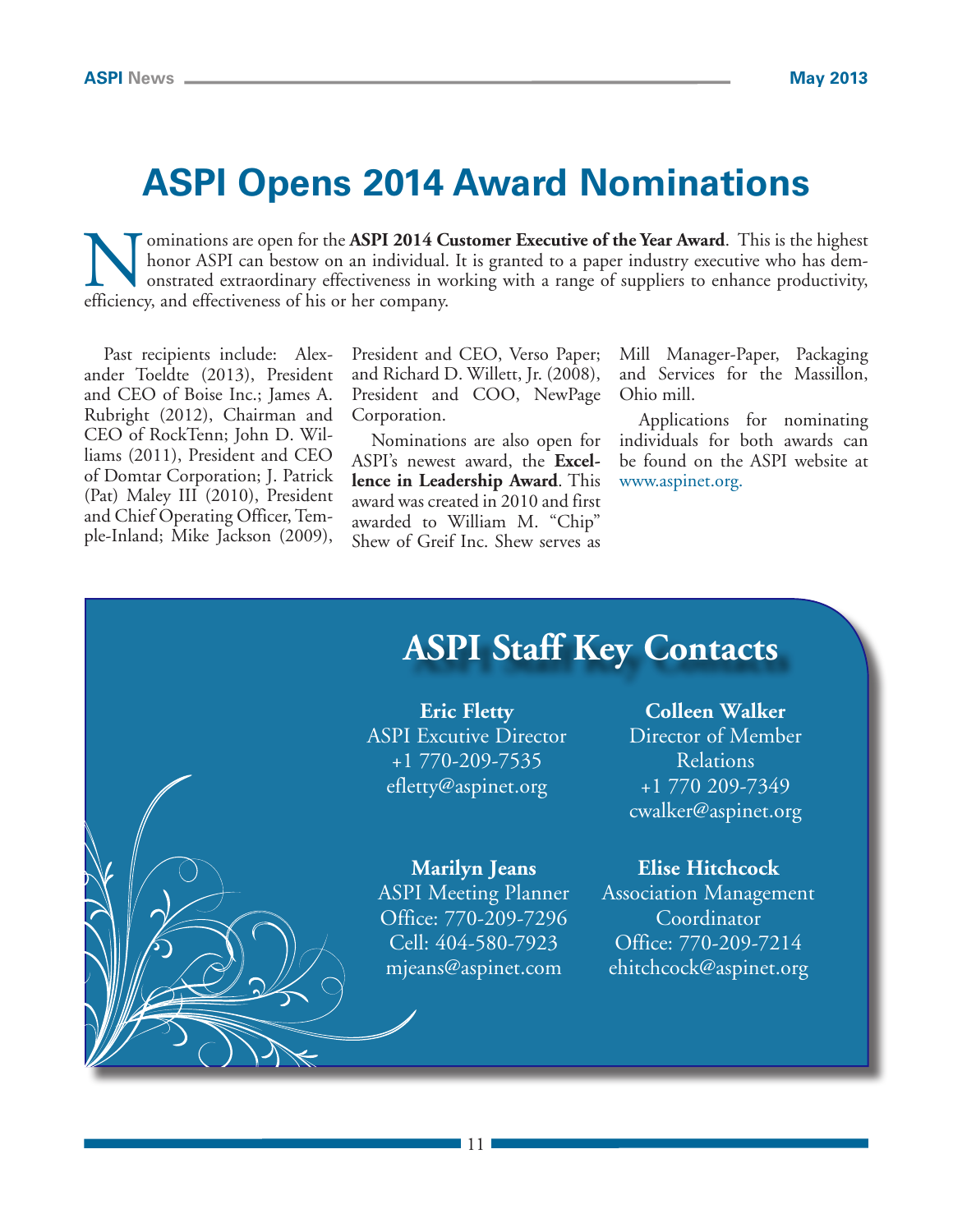# ASPI Opens 2014 Award Nominations

Nominations are open for the **ASPI 2014 Customer Executive of the Year Award**. This is the highest honor ASPI can bestow on an individual. It is granted to a paper industry executive who has demonstrated extraordinary effectiveness in working with a range of suppliers to enhance productivity, efficiency, and effectiveness of his or her company.

Past recipients include: Alexander Toeldte (2013), President and CEO of Boise Inc.; James A. Rubright (2012), Chairman and CEO of RockTenn; John D. Williams (2011), President and CEO of Domtar Corporation; J. Patrick (Pat) Maley III (2010), President and Chief Operating Officer, Temple-Inland; Mike Jackson (2009), President and CEO, Verso Paper; and Richard D. Willett, Jr. (2008), President and COO, NewPage Corporation.

Nominations are also open for ASPI's newest award, the **Excellence in Leadership Award**. This award was created in 2010 and first awarded to William M. "Chip" Shew of Greif Inc. Shew serves as Mill Manager-Paper, Packaging and Services for the Massillon, Ohio mill.

Applications for nominating individuals for both awards can be found on the ASPI website at www.aspinet.org.

## ASPI Staff Key Contacts

**Eric Fletty**
ASPI Excutive Director
+1 770-209-7535
efletty@aspinet.org

**Colleen Walker**
Director of Member Relations
+1 770 209-7349
cwalker@aspinet.org

**Marilyn Jeans**
ASPI Meeting Planner
Office: 770-209-7296
Cell: 404-580-7923
mjeans@aspinet.com

**Elise Hitchcock**
Association Management Coordinator
Office: 770-209-7214
ehitchcock@aspinet.org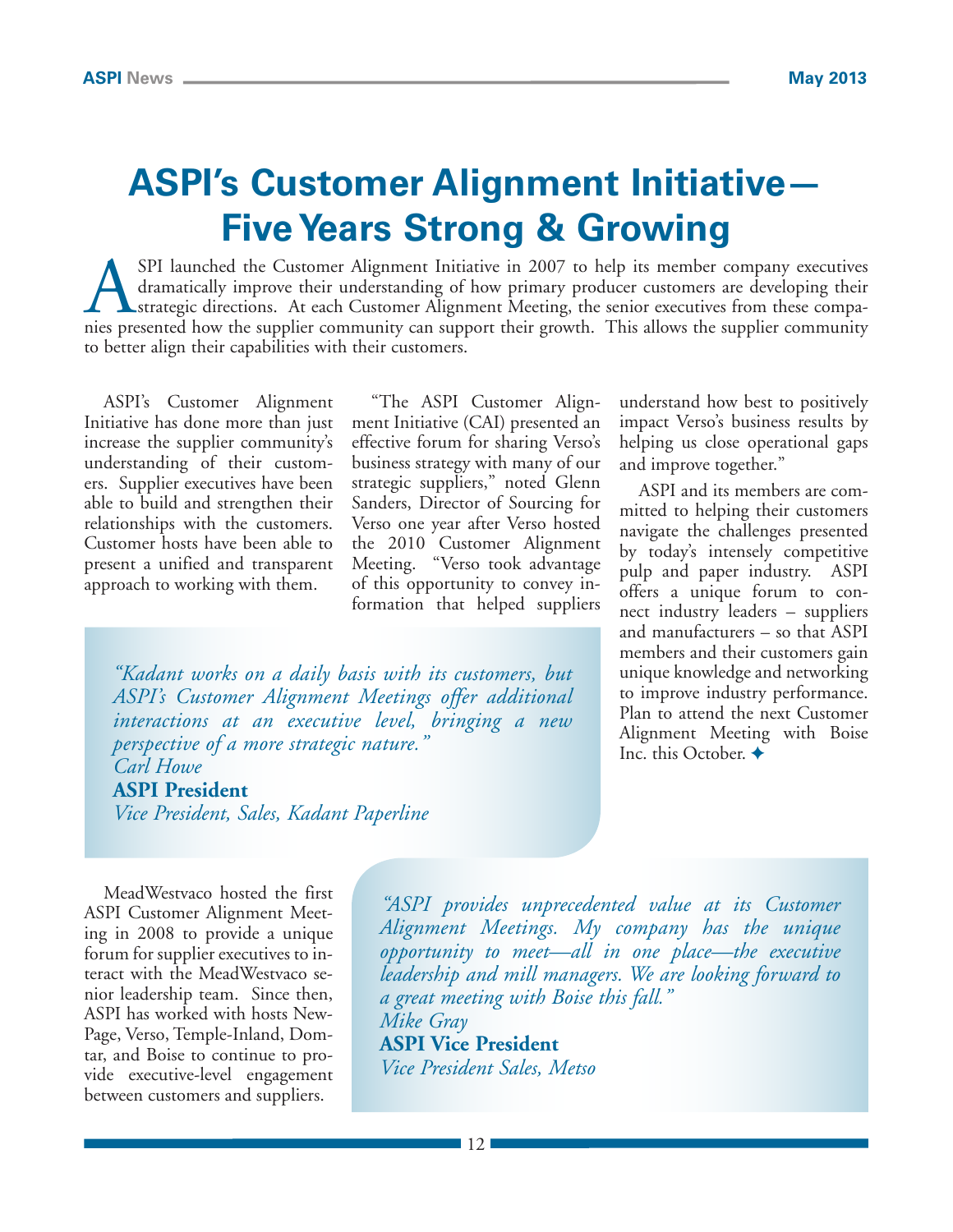# ASPI's Customer Alignment Initiative— Five Years Strong & Growing

ASPI launched the Customer Alignment Initiative in 2007 to help its member company executives dramatically improve their understanding of how primary producer customers are developing their strategic directions. At each Customer Alignment Meeting, the senior executives from these companies presented how the supplier community can support their growth. This allows the supplier community to better align their capabilities with their customers.

ASPI's Customer Alignment Initiative has done more than just increase the supplier community's understanding of their customers. Supplier executives have been able to build and strengthen their relationships with the customers. Customer hosts have been able to present a unified and transparent approach to working with them.

"The ASPI Customer Alignment Initiative (CAI) presented an effective forum for sharing Verso's business strategy with many of our strategic suppliers," noted Glenn Sanders, Director of Sourcing for Verso one year after Verso hosted the 2010 Customer Alignment Meeting. "Verso took advantage of this opportunity to convey information that helped suppliers understand how best to positively impact Verso's business results by helping us close operational gaps and improve together."

ASPI and its members are committed to helping their customers navigate the challenges presented by today's intensely competitive pulp and paper industry. ASPI offers a unique forum to connect industry leaders – suppliers and manufacturers – so that ASPI members and their customers gain unique knowledge and networking to improve industry performance. Plan to attend the next Customer Alignment Meeting with Boise Inc. this October. ✦

> *"Kadant works on a daily basis with its customers, but ASPI's Customer Alignment Meetings offer additional interactions at an executive level, bringing a new perspective of a more strategic nature."*
> *Carl Howe*
> **ASPI President**
> *Vice President, Sales, Kadant Paperline*

MeadWestvaco hosted the first ASPI Customer Alignment Meeting in 2008 to provide a unique forum for supplier executives to interact with the MeadWestvaco senior leadership team. Since then, ASPI has worked with hosts NewPage, Verso, Temple-Inland, Domtar, and Boise to continue to provide executive-level engagement between customers and suppliers.

> *"ASPI provides unprecedented value at its Customer Alignment Meetings. My company has the unique opportunity to meet—all in one place—the executive leadership and mill managers. We are looking forward to a great meeting with Boise this fall."*
> *Mike Gray*
> **ASPI Vice President**
> *Vice President Sales, Metso*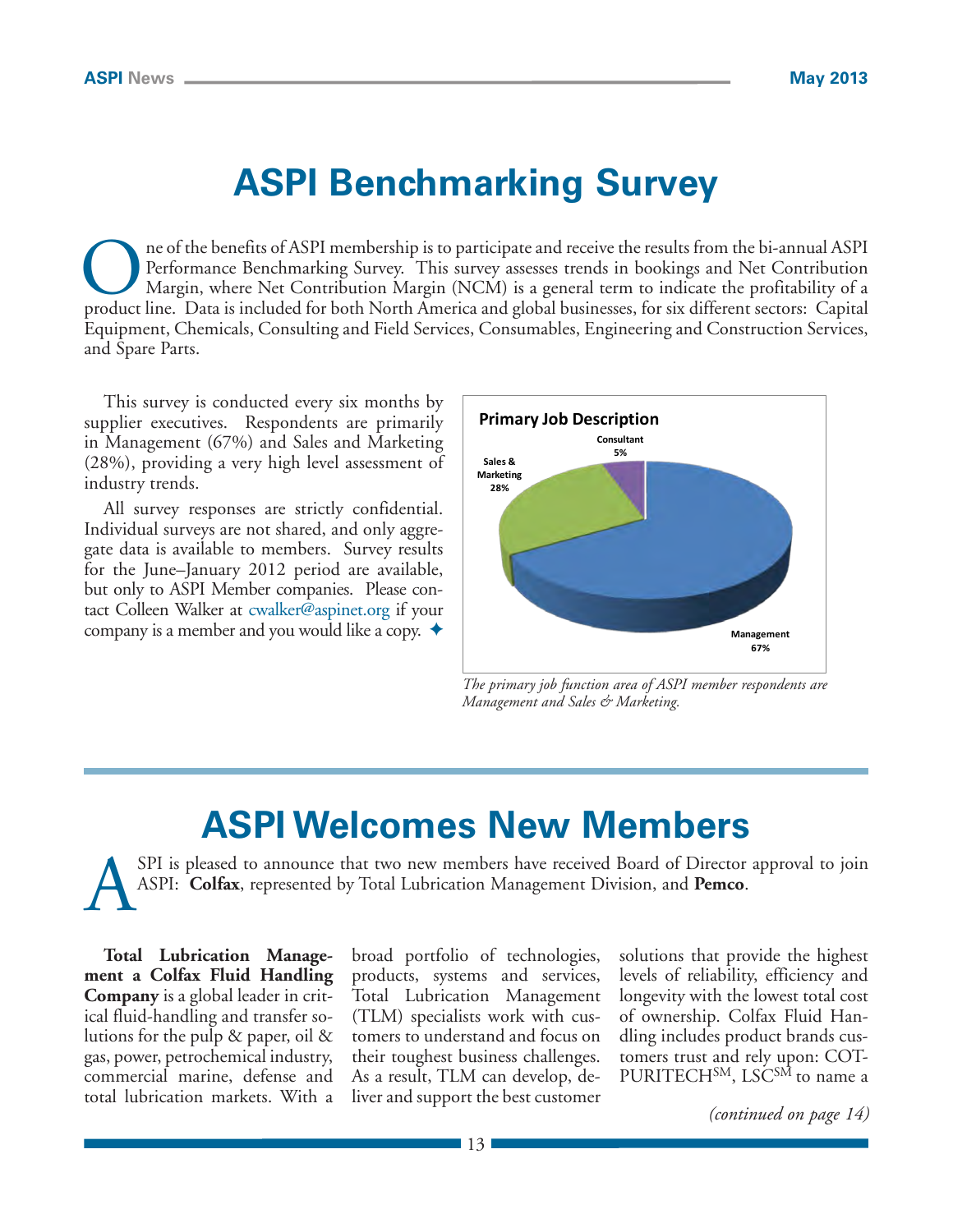# ASPI Benchmarking Survey

One of the benefits of ASPI membership is to participate and receive the results from the bi-annual ASPI Performance Benchmarking Survey. This survey assesses trends in bookings and Net Contribution Margin, where Net Contribution Margin (NCM) is a general term to indicate the profitability of a product line. Data is included for both North America and global businesses, for six different sectors: Capital Equipment, Chemicals, Consulting and Field Services, Consumables, Engineering and Construction Services, and Spare Parts.

This survey is conducted every six months by supplier executives. Respondents are primarily in Management (67%) and Sales and Marketing (28%), providing a very high level assessment of industry trends.

All survey responses are strictly confidential. Individual surveys are not shared, and only aggregate data is available to members. Survey results for the June–January 2012 period are available, but only to ASPI Member companies. Please contact Colleen Walker at cwalker@aspinet.org if your company is a member and you would like a copy. ✦

**Primary Job Description**

- Management 67%
- Sales & Marketing 28%
- Consultant 5%

*The primary job function area of ASPI member respondents are Management and Sales & Marketing.*

# ASPI Welcomes New Members

ASPI is pleased to announce that two new members have received Board of Director approval to join ASPI: **Colfax**, represented by Total Lubrication Management Division, and **Pemco**.

**Total Lubrication Management a Colfax Fluid Handling Company** is a global leader in critical fluid-handling and transfer solutions for the pulp & paper, oil & gas, power, petrochemical industry, commercial marine, defense and total lubrication markets. With a broad portfolio of technologies, products, systems and services, Total Lubrication Management (TLM) specialists work with customers to understand and focus on their toughest business challenges. As a result, TLM can develop, deliver and support the best customer solutions that provide the highest levels of reliability, efficiency and longevity with the lowest total cost of ownership. Colfax Fluid Handling includes product brands customers trust and rely upon: COT-PURITECH℠, LSC℠ to name a

*(continued on page 14)*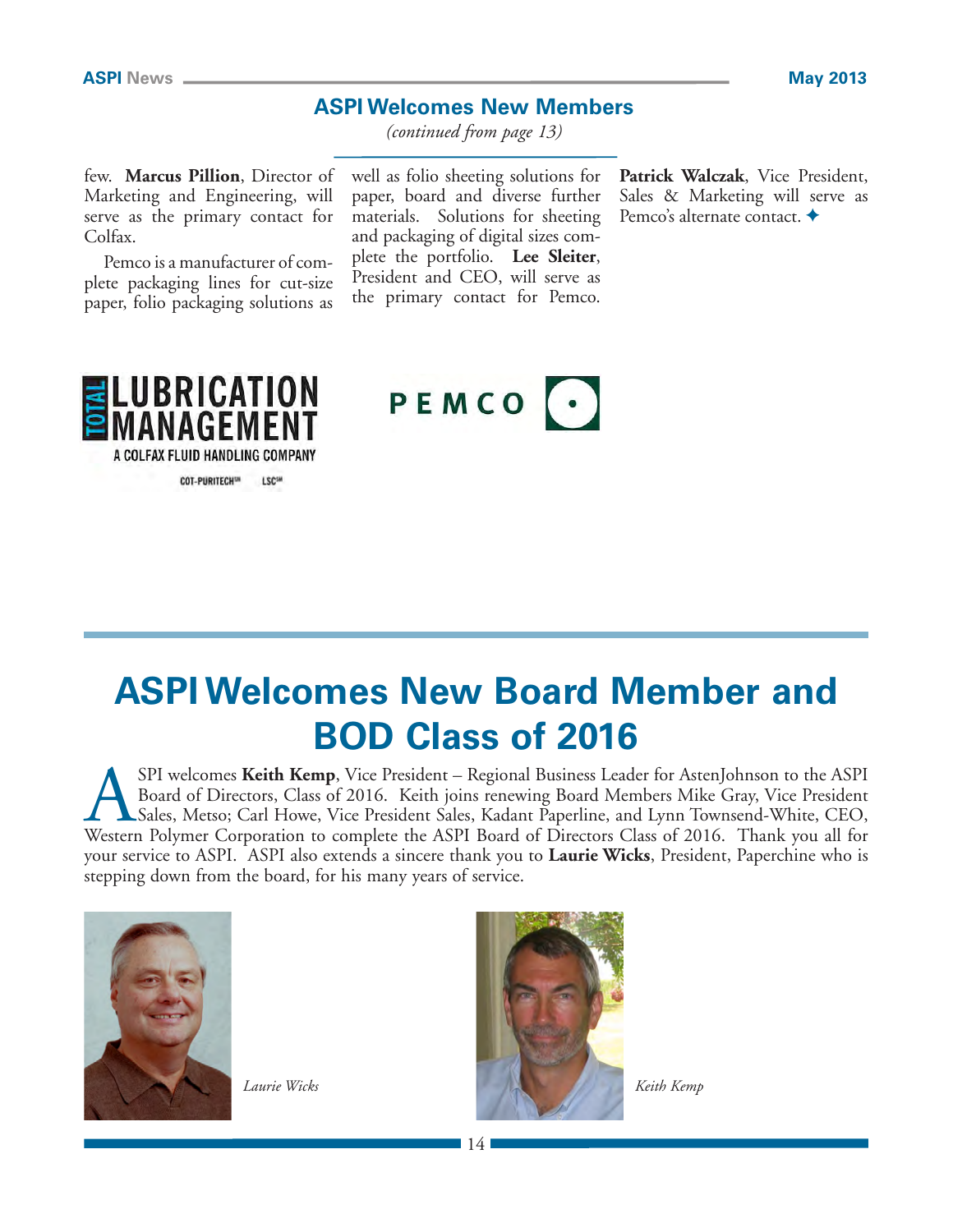## ASPI Welcomes New Members

*(continued from page 13)*

few. **Marcus Pillion**, Director of Marketing and Engineering, will serve as the primary contact for Colfax.

Pemco is a manufacturer of complete packaging lines for cut-size paper, folio packaging solutions as well as folio sheeting solutions for paper, board and diverse further materials. Solutions for sheeting and packaging of digital sizes complete the portfolio. **Lee Sleiter**, President and CEO, will serve as the primary contact for Pemco. **Patrick Walczak**, Vice President, Sales & Marketing will serve as Pemco's alternate contact. ✦

TOTAL LUBRICATION MANAGEMENT
A COLFAX FLUID HANDLING COMPANY
COT-PURITECH℠ LSC℠

PEMCO

# ASPI Welcomes New Board Member and BOD Class of 2016

ASPI welcomes **Keith Kemp**, Vice President – Regional Business Leader for AstenJohnson to the ASPI Board of Directors, Class of 2016. Keith joins renewing Board Members Mike Gray, Vice President Sales, Metso; Carl Howe, Vice President Sales, Kadant Paperline, and Lynn Townsend-White, CEO, Western Polymer Corporation to complete the ASPI Board of Directors Class of 2016. Thank you all for your service to ASPI. ASPI also extends a sincere thank you to **Laurie Wicks**, President, Paperchine who is stepping down from the board, for his many years of service.

*Laurie Wicks*

*Keith Kemp*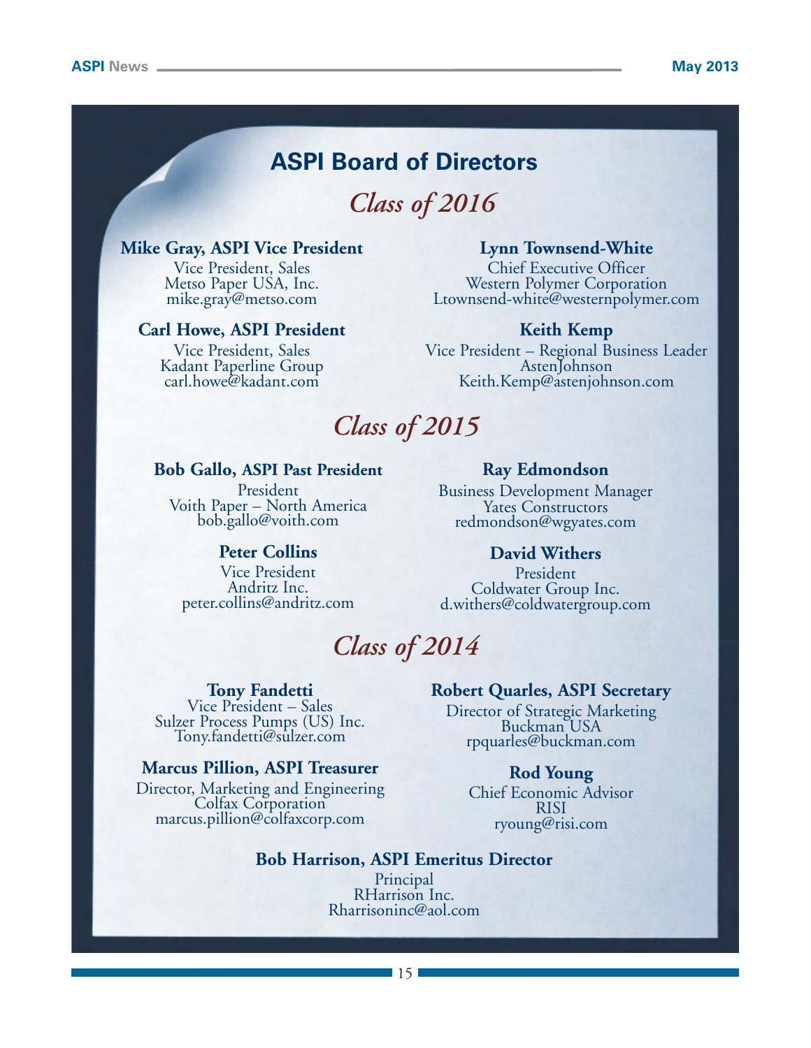# ASPI Board of Directors

## *Class of 2016*

**Mike Gray, ASPI Vice President**
Vice President, Sales
Metso Paper USA, Inc.
mike.gray@metso.com

**Carl Howe, ASPI President**
Vice President, Sales
Kadant Paperline Group
carl.howe@kadant.com

**Lynn Townsend-White**
Chief Executive Officer
Western Polymer Corporation
Ltownsend-white@westernpolymer.com

**Keith Kemp**
Vice President – Regional Business Leader
AstenJohnson
Keith.Kemp@astenjohnson.com

## *Class of 2015*

**Bob Gallo, ASPI Past President**
President
Voith Paper – North America
bob.gallo@voith.com

**Peter Collins**
Vice President
Andritz Inc.
peter.collins@andritz.com

**Ray Edmondson**
Business Development Manager
Yates Constructors
redmondson@wgyates.com

**David Withers**
President
Coldwater Group Inc.
d.withers@coldwatergroup.com

## *Class of 2014*

**Tony Fandetti**
Vice President – Sales
Sulzer Process Pumps (US) Inc.
Tony.fandetti@sulzer.com

**Marcus Pillion, ASPI Treasurer**
Director, Marketing and Engineering
Colfax Corporation
marcus.pillion@colfaxcorp.com

**Robert Quarles, ASPI Secretary**
Director of Strategic Marketing
Buckman USA
rpquarles@buckman.com

**Rod Young**
Chief Economic Advisor
RISI
ryoung@risi.com

**Bob Harrison, ASPI Emeritus Director**
Principal
RHarrison Inc.
Rharrisoninc@aol.com